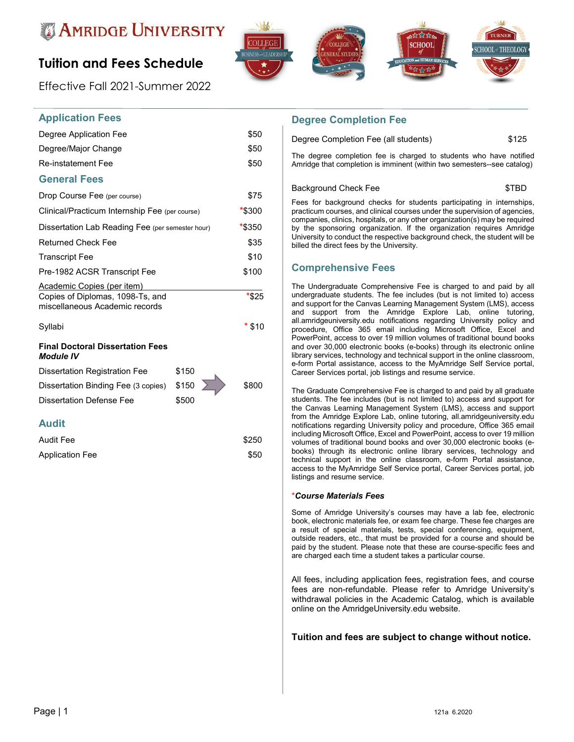# Amridge University

## Tuition and Fees Schedule

Effective Fall 2021-Summer 2022

## Application Fees

| Fee | Amount |
|---|---|
| Degree Application Fee | $50 |
| Degree/Major Change | $50 |
| Re-instatement Fee | $50 |

## General Fees

| Fee | Amount |
|---|---|
| Drop Course Fee (per course) | $75 |
| Clinical/Practicum Internship Fee (per course) | *$300 |
| Dissertation Lab Reading Fee (per semester hour) | *$350 |
| Returned Check Fee | $35 |
| Transcript Fee | $10 |
| Pre-1982 ACSR Transcript Fee | $100 |

Academic Copies (per item)

| Item | Amount |
|---|---|
| Copies of Diplomas, 1098-Ts, and miscellaneous Academic records | *$25 |
| Syllabi | * $10 |

**Final Doctoral Dissertation Fees *Module IV***

| Fee | Amount | Total |
|---|---|---|
| Dissertation Registration Fee | $150 | |
| Dissertation Binding Fee (3 copies) | $150 | $800 |
| Dissertation Defense Fee | $500 | |

## Audit

| Fee | Amount |
|---|---|
| Audit Fee | $250 |
| Application Fee | $50 |

## Degree Completion Fee

| Fee | Amount |
|---|---|
| Degree Completion Fee (all students) | $125 |

The degree completion fee is charged to students who have notified Amridge that completion is imminent (within two semesters--see catalog)

| Fee | Amount |
|---|---|
| Background Check Fee | $TBD |

Fees for background checks for students participating in internships, practicum courses, and clinical courses under the supervision of agencies, companies, clinics, hospitals, or any other organization(s) may be required by the sponsoring organization. If the organization requires Amridge University to conduct the respective background check, the student will be billed the direct fees by the University.

## Comprehensive Fees

The Undergraduate Comprehensive Fee is charged to and paid by all undergraduate students. The fee includes (but is not limited to) access and support for the Canvas Learning Management System (LMS), access and support from the Amridge Explore Lab, online tutoring, all.amridgeuniversity.edu notifications regarding University policy and procedure, Office 365 email including Microsoft Office, Excel and PowerPoint, access to over 19 million volumes of traditional bound books and over 30,000 electronic books (e-books) through its electronic online library services, technology and technical support in the online classroom, e-form Portal assistance, access to the MyAmridge Self Service portal, Career Services portal, job listings and resume service.

The Graduate Comprehensive Fee is charged to and paid by all graduate students. The fee includes (but is not limited to) access and support for the Canvas Learning Management System (LMS), access and support from the Amridge Explore Lab, online tutoring, all.amridgeuniversity.edu notifications regarding University policy and procedure, Office 365 email including Microsoft Office, Excel and PowerPoint, access to over 19 million volumes of traditional bound books and over 30,000 electronic books (e-books) through its electronic online library services, technology and technical support in the online classroom, e-form Portal assistance, access to the MyAmridge Self Service portal, Career Services portal, job listings and resume service.

***Course Materials Fees**

Some of Amridge University's courses may have a lab fee, electronic book, electronic materials fee, or exam fee charge. These fee charges are a result of special materials, tests, special conferencing, equipment, outside readers, etc., that must be provided for a course and should be paid by the student. Please note that these are course-specific fees and are charged each time a student takes a particular course.

All fees, including application fees, registration fees, and course fees are non-refundable. Please refer to Amridge University's withdrawal policies in the Academic Catalog, which is available online on the AmridgeUniversity.edu website.

**Tuition and fees are subject to change without notice.**

121a 6.2020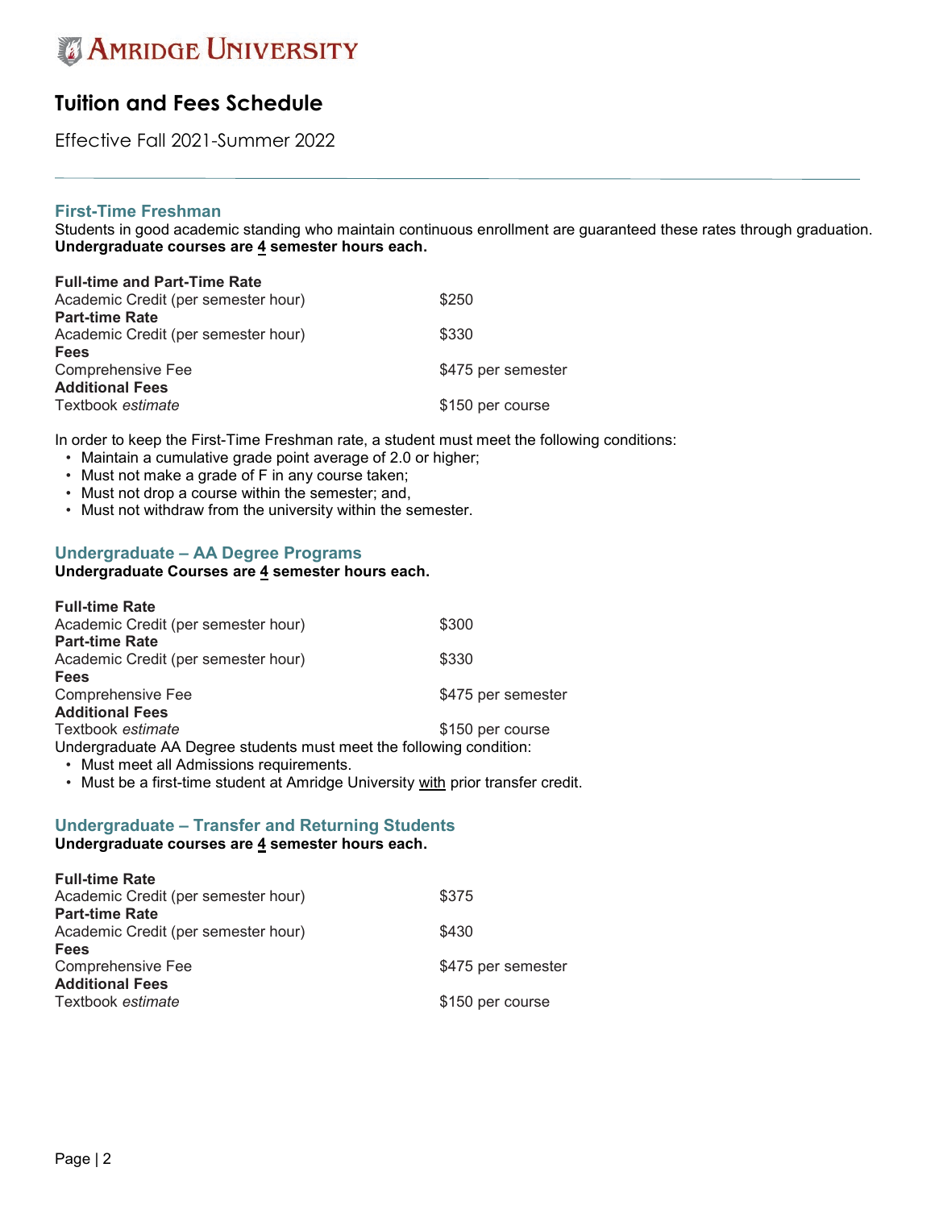# AMRIDGE UNIVERSITY

## Tuition and Fees Schedule

Effective Fall 2021-Summer 2022

### First-Time Freshman

Students in good academic standing who maintain continuous enrollment are guaranteed these rates through graduation.
**Undergraduate courses are 4 semester hours each.**

| | |
|---|---|
| **Full-time and Part-Time Rate** | |
| Academic Credit (per semester hour) | $250 |
| **Part-time Rate** | |
| Academic Credit (per semester hour) | $330 |
| **Fees** | |
| Comprehensive Fee | $475 per semester |
| **Additional Fees** | |
| Textbook *estimate* | $150 per course |

In order to keep the First-Time Freshman rate, a student must meet the following conditions:

- Maintain a cumulative grade point average of 2.0 or higher;
- Must not make a grade of F in any course taken;
- Must not drop a course within the semester; and,
- Must not withdraw from the university within the semester.

### Undergraduate – AA Degree Programs

**Undergraduate Courses are 4 semester hours each.**

| | |
|---|---|
| **Full-time Rate** | |
| Academic Credit (per semester hour) | $300 |
| **Part-time Rate** | |
| Academic Credit (per semester hour) | $330 |
| **Fees** | |
| Comprehensive Fee | $475 per semester |
| **Additional Fees** | |
| Textbook *estimate* | $150 per course |

Undergraduate AA Degree students must meet the following condition:

- Must meet all Admissions requirements.
- Must be a first-time student at Amridge University with prior transfer credit.

### Undergraduate – Transfer and Returning Students

**Undergraduate courses are 4 semester hours each.**

| | |
|---|---|
| **Full-time Rate** | |
| Academic Credit (per semester hour) | $375 |
| **Part-time Rate** | |
| Academic Credit (per semester hour) | $430 |
| **Fees** | |
| Comprehensive Fee | $475 per semester |
| **Additional Fees** | |
| Textbook *estimate* | $150 per course |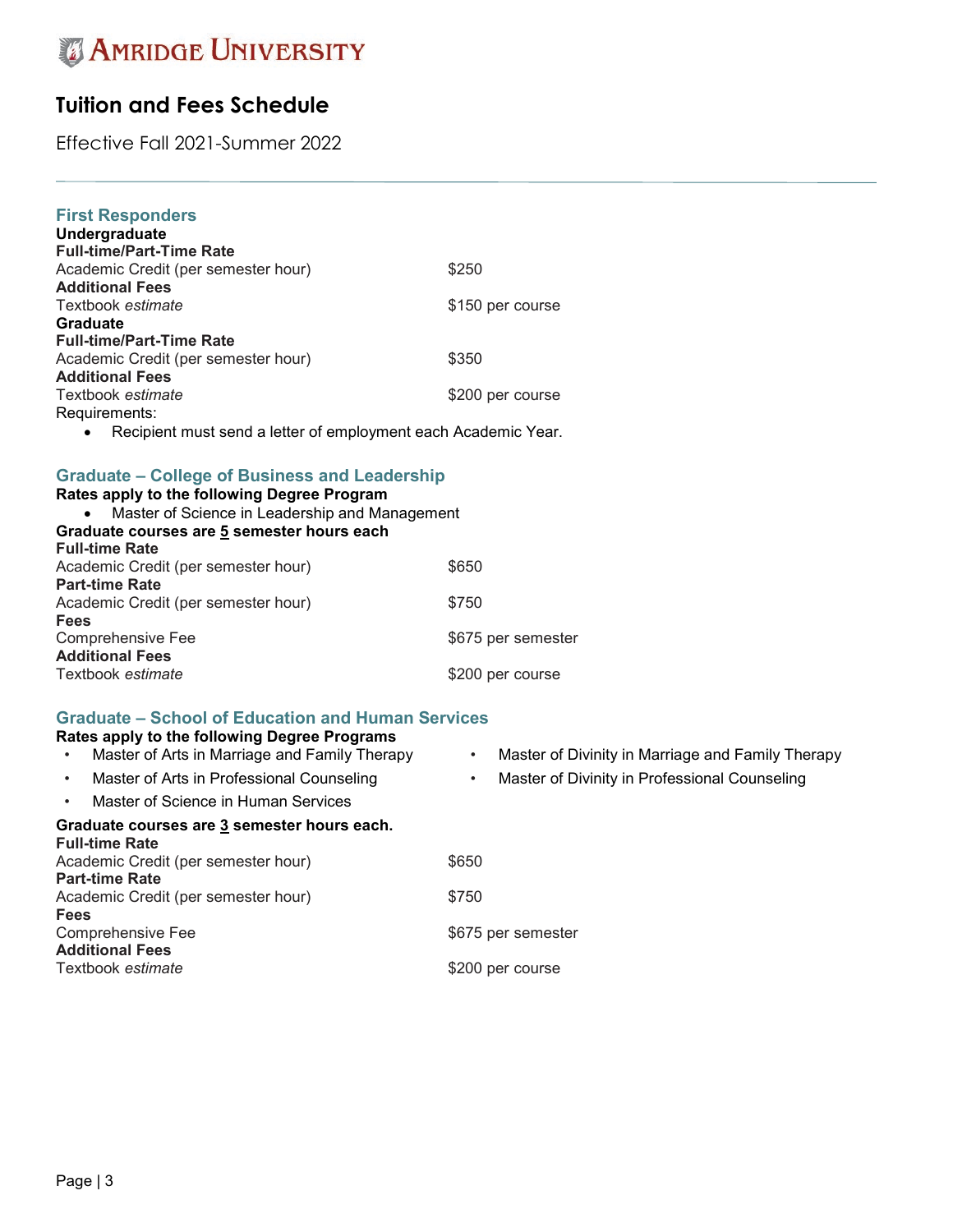# Amridge University

## Tuition and Fees Schedule

Effective Fall 2021-Summer 2022

### First Responders

**Undergraduate**

**Full-time/Part-Time Rate**

| | |
|---|---|
| Academic Credit (per semester hour) | $250 |
| **Additional Fees** | |
| Textbook *estimate* | $150 per course |

**Graduate**

**Full-time/Part-Time Rate**

| | |
|---|---|
| Academic Credit (per semester hour) | $350 |
| **Additional Fees** | |
| Textbook *estimate* | $200 per course |

Requirements:

- Recipient must send a letter of employment each Academic Year.

### Graduate – College of Business and Leadership

**Rates apply to the following Degree Program**

- Master of Science in Leadership and Management

**Graduate courses are 5 semester hours each**

| | |
|---|---|
| **Full-time Rate** | |
| Academic Credit (per semester hour) | $650 |
| **Part-time Rate** | |
| Academic Credit (per semester hour) | $750 |
| **Fees** | |
| Comprehensive Fee | $675 per semester |
| **Additional Fees** | |
| Textbook *estimate* | $200 per course |

### Graduate – School of Education and Human Services

**Rates apply to the following Degree Programs**

- Master of Arts in Marriage and Family Therapy
- Master of Arts in Professional Counseling
- Master of Science in Human Services
- Master of Divinity in Marriage and Family Therapy
- Master of Divinity in Professional Counseling

**Graduate courses are 3 semester hours each.**

| | |
|---|---|
| **Full-time Rate** | |
| Academic Credit (per semester hour) | $650 |
| **Part-time Rate** | |
| Academic Credit (per semester hour) | $750 |
| **Fees** | |
| Comprehensive Fee | $675 per semester |
| **Additional Fees** | |
| Textbook *estimate* | $200 per course |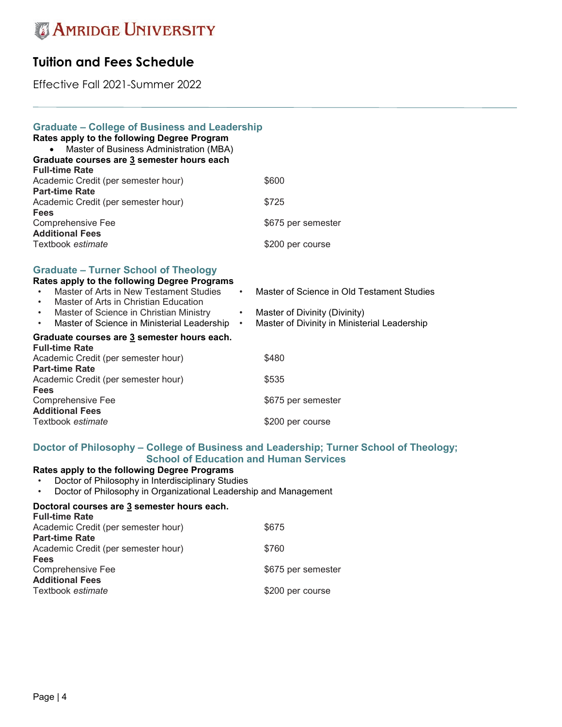# Amridge University

## Tuition and Fees Schedule

Effective Fall 2021-Summer 2022

### Graduate – College of Business and Leadership

**Rates apply to the following Degree Program**

- Master of Business Administration (MBA)

**Graduate courses are 3 semester hours each**

| | |
|---|---|
| **Full-time Rate** | |
| Academic Credit (per semester hour) | $600 |
| **Part-time Rate** | |
| Academic Credit (per semester hour) | $725 |
| **Fees** | |
| Comprehensive Fee | $675 per semester |
| **Additional Fees** | |
| Textbook *estimate* | $200 per course |

### Graduate – Turner School of Theology

**Rates apply to the following Degree Programs**

- Master of Arts in New Testament Studies
- Master of Arts in Christian Education
- Master of Science in Christian Ministry
- Master of Science in Ministerial Leadership
- Master of Science in Old Testament Studies
- Master of Divinity (Divinity)
- Master of Divinity in Ministerial Leadership

**Graduate courses are 3 semester hours each.**

| | |
|---|---|
| **Full-time Rate** | |
| Academic Credit (per semester hour) | $480 |
| **Part-time Rate** | |
| Academic Credit (per semester hour) | $535 |
| **Fees** | |
| Comprehensive Fee | $675 per semester |
| **Additional Fees** | |
| Textbook *estimate* | $200 per course |

### Doctor of Philosophy – College of Business and Leadership; Turner School of Theology; School of Education and Human Services

**Rates apply to the following Degree Programs**

- Doctor of Philosophy in Interdisciplinary Studies
- Doctor of Philosophy in Organizational Leadership and Management

**Doctoral courses are 3 semester hours each.**

| | |
|---|---|
| **Full-time Rate** | |
| Academic Credit (per semester hour) | $675 |
| **Part-time Rate** | |
| Academic Credit (per semester hour) | $760 |
| **Fees** | |
| Comprehensive Fee | $675 per semester |
| **Additional Fees** | |
| Textbook *estimate* | $200 per course |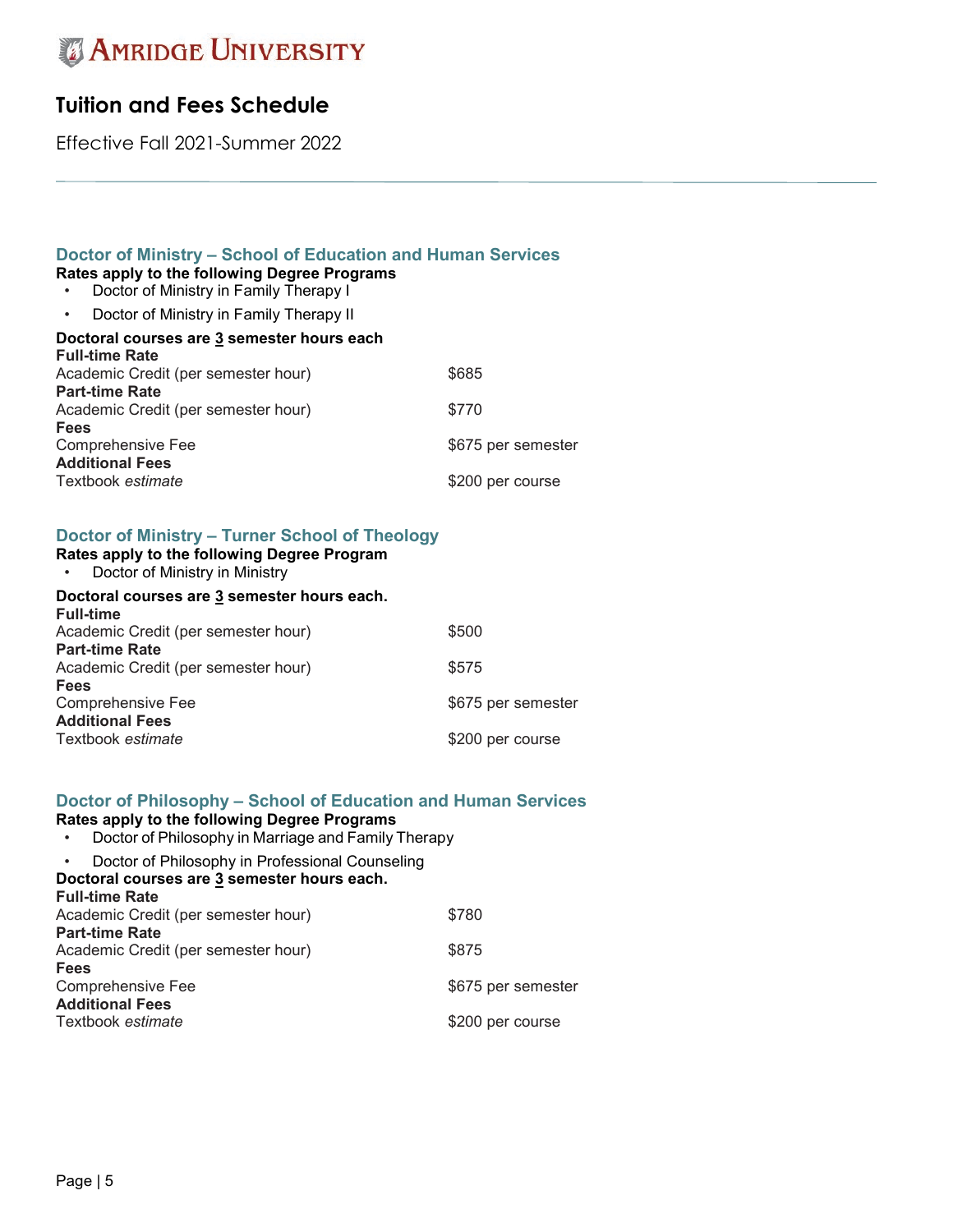# AMRIDGE UNIVERSITY

## Tuition and Fees Schedule

Effective Fall 2021-Summer 2022

### Doctor of Ministry – School of Education and Human Services

**Rates apply to the following Degree Programs**

- Doctor of Ministry in Family Therapy I
- Doctor of Ministry in Family Therapy II

**Doctoral courses are 3 semester hours each**

| | |
|---|---|
| **Full-time Rate** | |
| Academic Credit (per semester hour) | $685 |
| **Part-time Rate** | |
| Academic Credit (per semester hour) | $770 |
| **Fees** | |
| Comprehensive Fee | $675 per semester |
| **Additional Fees** | |
| Textbook *estimate* | $200 per course |

### Doctor of Ministry – Turner School of Theology

**Rates apply to the following Degree Program**

- Doctor of Ministry in Ministry

**Doctoral courses are 3 semester hours each.**

| | |
|---|---|
| **Full-time** | |
| Academic Credit (per semester hour) | $500 |
| **Part-time Rate** | |
| Academic Credit (per semester hour) | $575 |
| **Fees** | |
| Comprehensive Fee | $675 per semester |
| **Additional Fees** | |
| Textbook *estimate* | $200 per course |

### Doctor of Philosophy – School of Education and Human Services

**Rates apply to the following Degree Programs**

- Doctor of Philosophy in Marriage and Family Therapy
- Doctor of Philosophy in Professional Counseling

**Doctoral courses are 3 semester hours each.**

| | |
|---|---|
| **Full-time Rate** | |
| Academic Credit (per semester hour) | $780 |
| **Part-time Rate** | |
| Academic Credit (per semester hour) | $875 |
| **Fees** | |
| Comprehensive Fee | $675 per semester |
| **Additional Fees** | |
| Textbook *estimate* | $200 per course |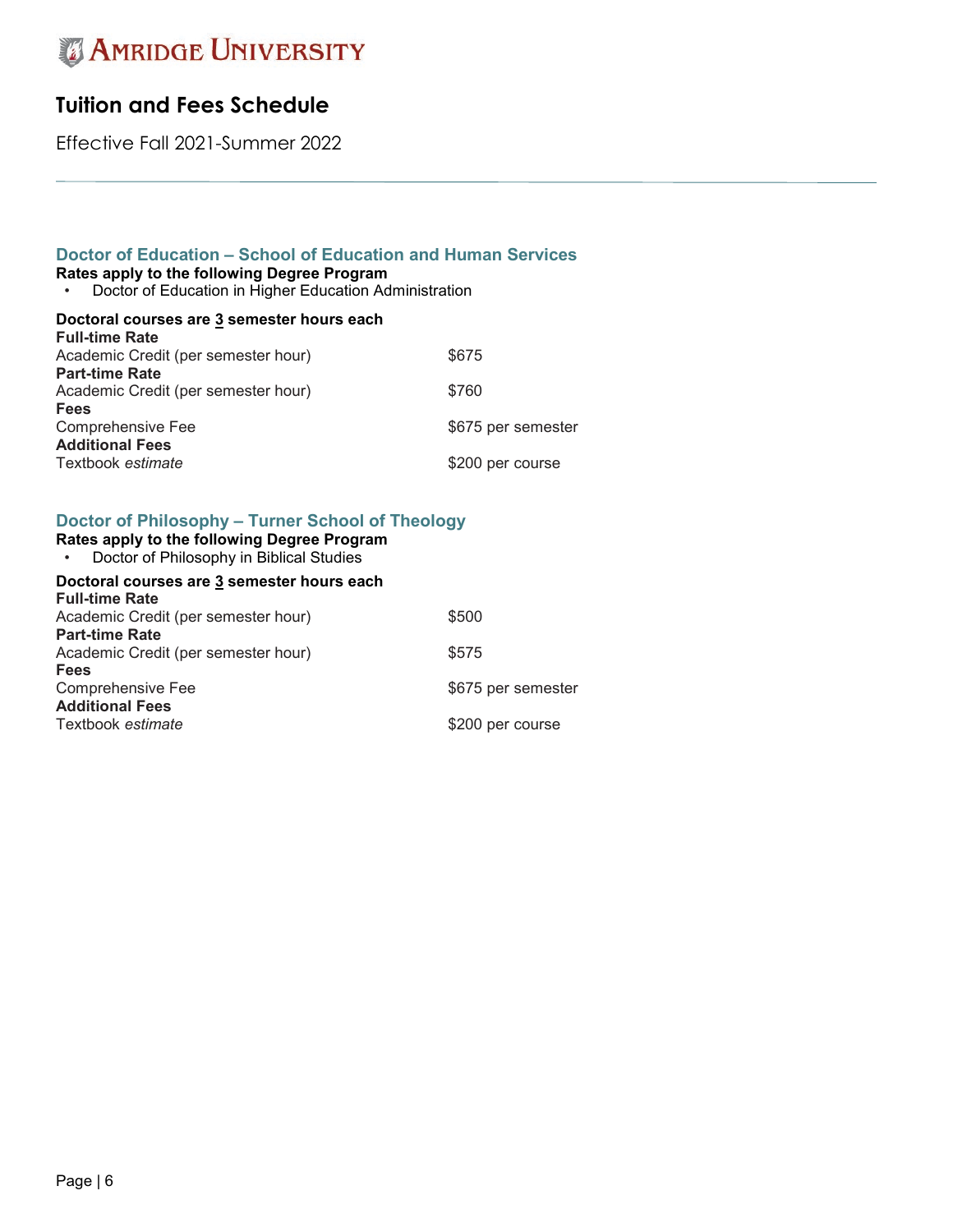# Amridge University

## Tuition and Fees Schedule

Effective Fall 2021-Summer 2022

### Doctor of Education – School of Education and Human Services

**Rates apply to the following Degree Program**

- Doctor of Education in Higher Education Administration

| | |
|---|---|
| **Doctoral courses are 3 semester hours each** | |
| **Full-time Rate** | |
| Academic Credit (per semester hour) | $675 |
| **Part-time Rate** | |
| Academic Credit (per semester hour) | $760 |
| **Fees** | |
| Comprehensive Fee | $675 per semester |
| **Additional Fees** | |
| Textbook *estimate* | $200 per course |

### Doctor of Philosophy – Turner School of Theology

**Rates apply to the following Degree Program**

- Doctor of Philosophy in Biblical Studies

| | |
|---|---|
| **Doctoral courses are 3 semester hours each** | |
| **Full-time Rate** | |
| Academic Credit (per semester hour) | $500 |
| **Part-time Rate** | |
| Academic Credit (per semester hour) | $575 |
| **Fees** | |
| Comprehensive Fee | $675 per semester |
| **Additional Fees** | |
| Textbook *estimate* | $200 per course |